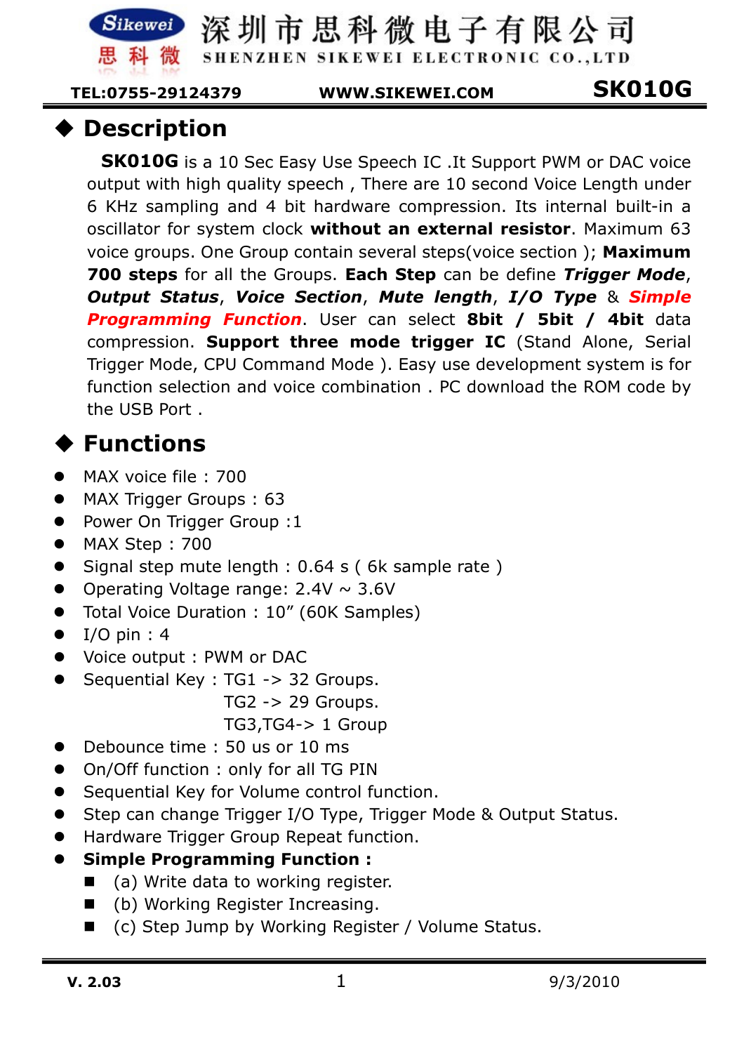## ◆ Description

**SK010G** is a 10 Sec Easy Use Speech IC .It Support PWM or DAC voice output with high quality speech , There are 10 second Voice Length under 6 KHz sampling and 4 bit hardware compression. Its internal built-in a oscillator for system clock **without an external resistor**. Maximum 63 voice groups. One Group contain several steps(voice section ); **Maximum 700 steps** for all the Groups. **Each Step** can be define ***Trigger Mode***, ***Output Status***, ***Voice Section***, ***Mute length***, ***I/O Type*** & ***Simple Programming Function***. User can select **8bit / 5bit / 4bit** data compression. **Support three mode trigger IC** (Stand Alone, Serial Trigger Mode, CPU Command Mode ). Easy use development system is for function selection and voice combination . PC download the ROM code by the USB Port .

## ◆ Functions

- MAX voice file : 700
- MAX Trigger Groups : 63
- Power On Trigger Group :1
- MAX Step : 700
- Signal step mute length : 0.64 s ( 6k sample rate )
- Operating Voltage range: 2.4V ~ 3.6V
- Total Voice Duration : 10” (60K Samples)
- I/O pin : 4
- Voice output : PWM or DAC
- Sequential Key : TG1 -> 32 Groups.  
  TG2 -> 29 Groups.  
  TG3,TG4-> 1 Group
- Debounce time : 50 us or 10 ms
- On/Off function : only for all TG PIN
- Sequential Key for Volume control function.
- Step can change Trigger I/O Type, Trigger Mode & Output Status.
- Hardware Trigger Group Repeat function.
- **Simple Programming Function :**
  - (a) Write data to working register.
  - (b) Working Register Increasing.
  - (c) Step Jump by Working Register / Volume Status.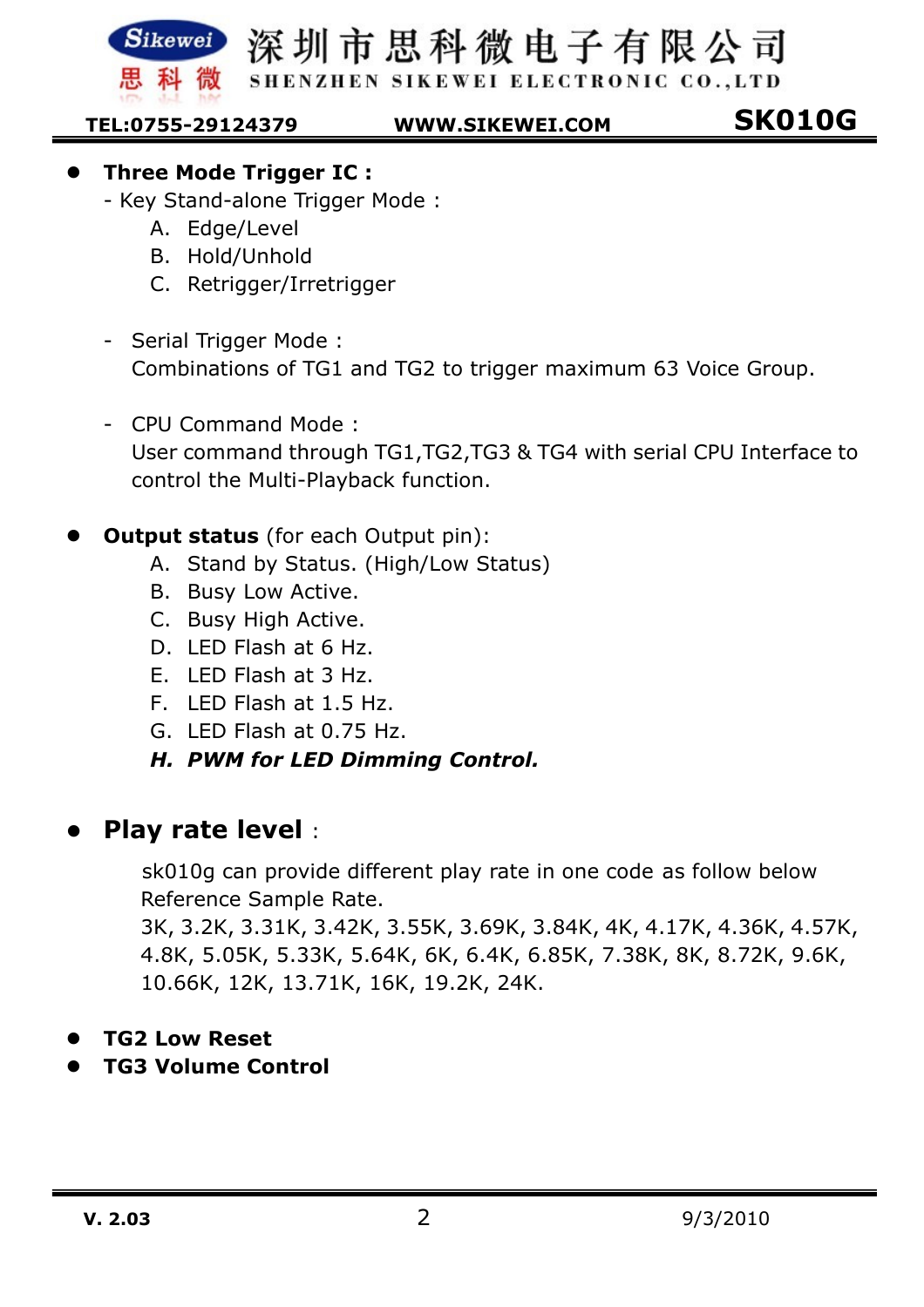- **Three Mode Trigger IC :**
  - Key Stand-alone Trigger Mode :
    - A. Edge/Level
    - B. Hold/Unhold
    - C. Retrigger/Irretrigger
  - Serial Trigger Mode :
    Combinations of TG1 and TG2 to trigger maximum 63 Voice Group.
  - CPU Command Mode :
    User command through TG1,TG2,TG3 & TG4 with serial CPU Interface to control the Multi-Playback function.

- **Output status** (for each Output pin):
  - A. Stand by Status. (High/Low Status)
  - B. Busy Low Active.
  - C. Busy High Active.
  - D. LED Flash at 6 Hz.
  - E. LED Flash at 3 Hz.
  - F. LED Flash at 1.5 Hz.
  - G. LED Flash at 0.75 Hz.
  - ***H. PWM for LED Dimming Control.***

- **Play rate level** :

  sk010g can provide different play rate in one code as follow below Reference Sample Rate.
  3K, 3.2K, 3.31K, 3.42K, 3.55K, 3.69K, 3.84K, 4K, 4.17K, 4.36K, 4.57K, 4.8K, 5.05K, 5.33K, 5.64K, 6K, 6.4K, 6.85K, 7.38K, 8K, 8.72K, 9.6K, 10.66K, 12K, 13.71K, 16K, 19.2K, 24K.

- **TG2 Low Reset**
- **TG3 Volume Control**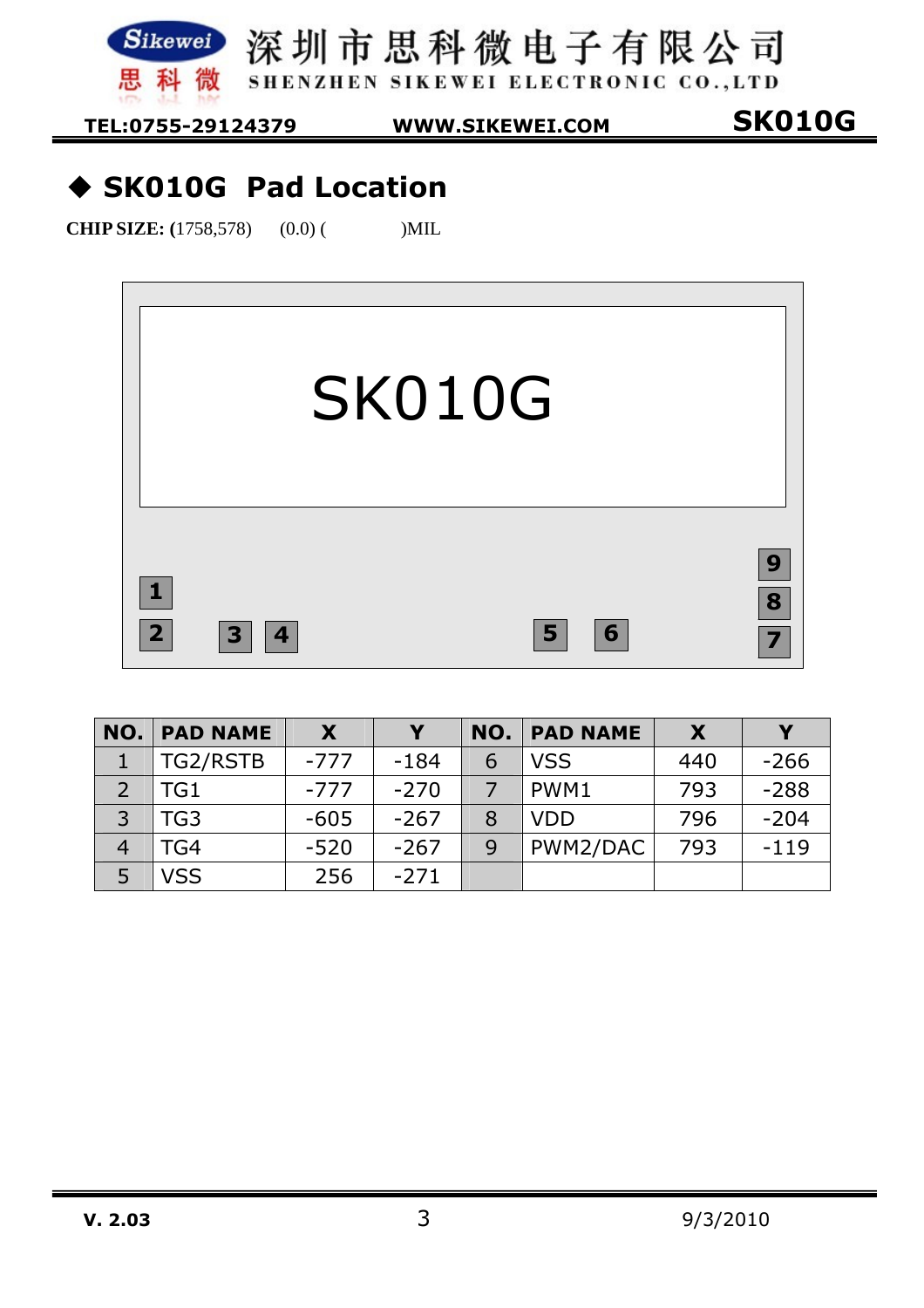## ◆ SK010G Pad Location

**CHIP SIZE: (**1758,578) (0.0) ( )MIL

SK010G

1 2 3 4 5 6 7 8 9

| NO. | PAD NAME | X | Y | NO. | PAD NAME | X | Y |
|---|---|---|---|---|---|---|---|
| 1 | TG2/RSTB | -777 | -184 | 6 | VSS | 440 | -266 |
| 2 | TG1 | -777 | -270 | 7 | PWM1 | 793 | -288 |
| 3 | TG3 | -605 | -267 | 8 | VDD | 796 | -204 |
| 4 | TG4 | -520 | -267 | 9 | PWM2/DAC | 793 | -119 |
| 5 | VSS | 256 | -271 | | | | |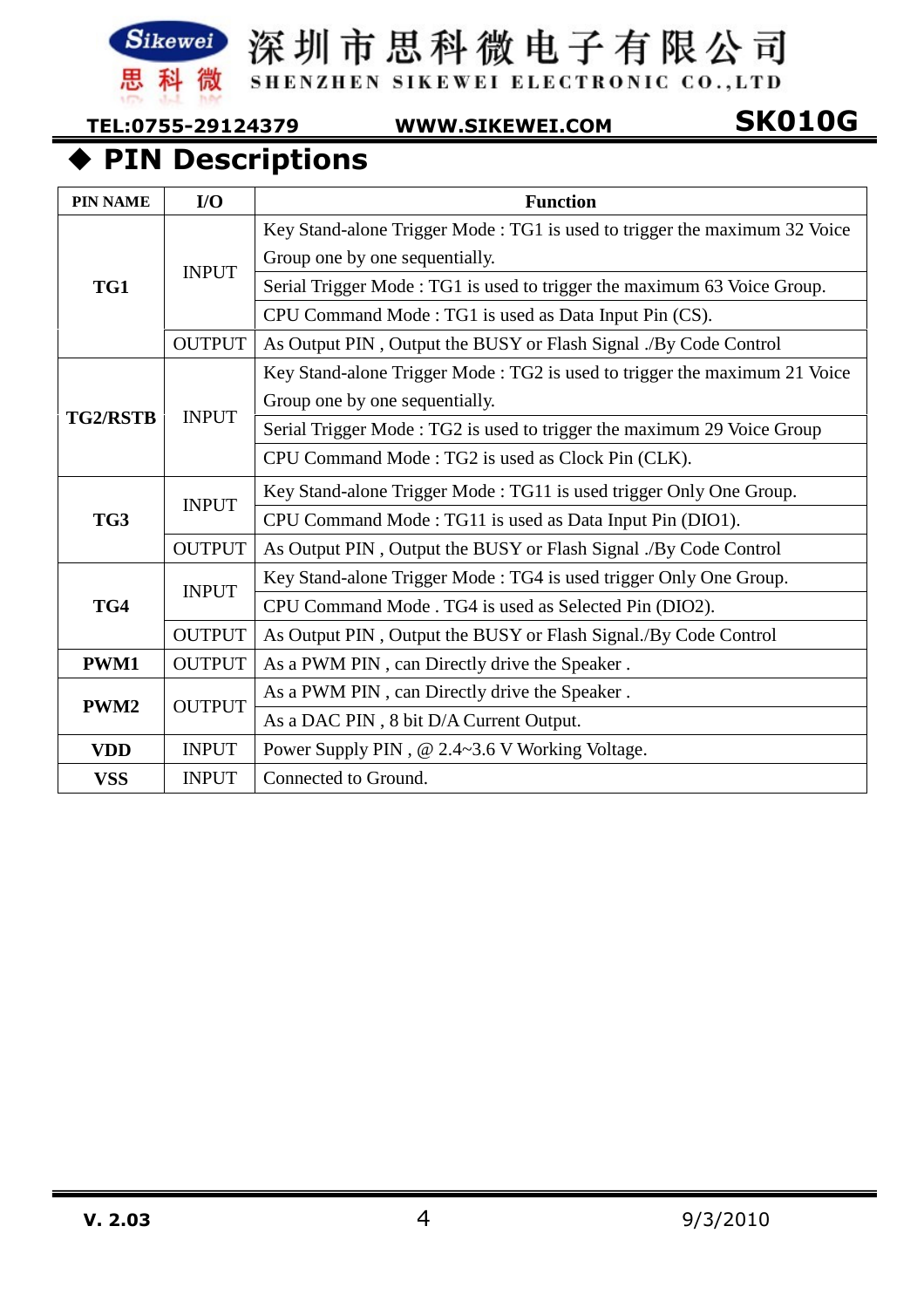## ◆ PIN Descriptions

| PIN NAME | I/O | Function |
|---|---|---|
| **TG1** | INPUT | Key Stand-alone Trigger Mode : TG1 is used to trigger the maximum 32 Voice Group one by one sequentially. |
| | | Serial Trigger Mode : TG1 is used to trigger the maximum 63 Voice Group. |
| | | CPU Command Mode : TG1 is used as Data Input Pin (CS). |
| | OUTPUT | As Output PIN , Output the BUSY or Flash Signal ./By Code Control |
| **TG2/RSTB** | INPUT | Key Stand-alone Trigger Mode : TG2 is used to trigger the maximum 21 Voice Group one by one sequentially. |
| | | Serial Trigger Mode : TG2 is used to trigger the maximum 29 Voice Group |
| | | CPU Command Mode : TG2 is used as Clock Pin (CLK). |
| **TG3** | INPUT | Key Stand-alone Trigger Mode : TG11 is used trigger Only One Group. |
| | | CPU Command Mode : TG11 is used as Data Input Pin (DIO1). |
| | OUTPUT | As Output PIN , Output the BUSY or Flash Signal ./By Code Control |
| **TG4** | INPUT | Key Stand-alone Trigger Mode : TG4 is used trigger Only One Group. |
| | | CPU Command Mode . TG4 is used as Selected Pin (DIO2). |
| | OUTPUT | As Output PIN , Output the BUSY or Flash Signal./By Code Control |
| **PWM1** | OUTPUT | As a PWM PIN , can Directly drive the Speaker . |
| **PWM2** | OUTPUT | As a PWM PIN , can Directly drive the Speaker . |
| | | As a DAC PIN , 8 bit D/A Current Output. |
| **VDD** | INPUT | Power Supply PIN , @ 2.4~3.6 V Working Voltage. |
| **VSS** | INPUT | Connected to Ground. |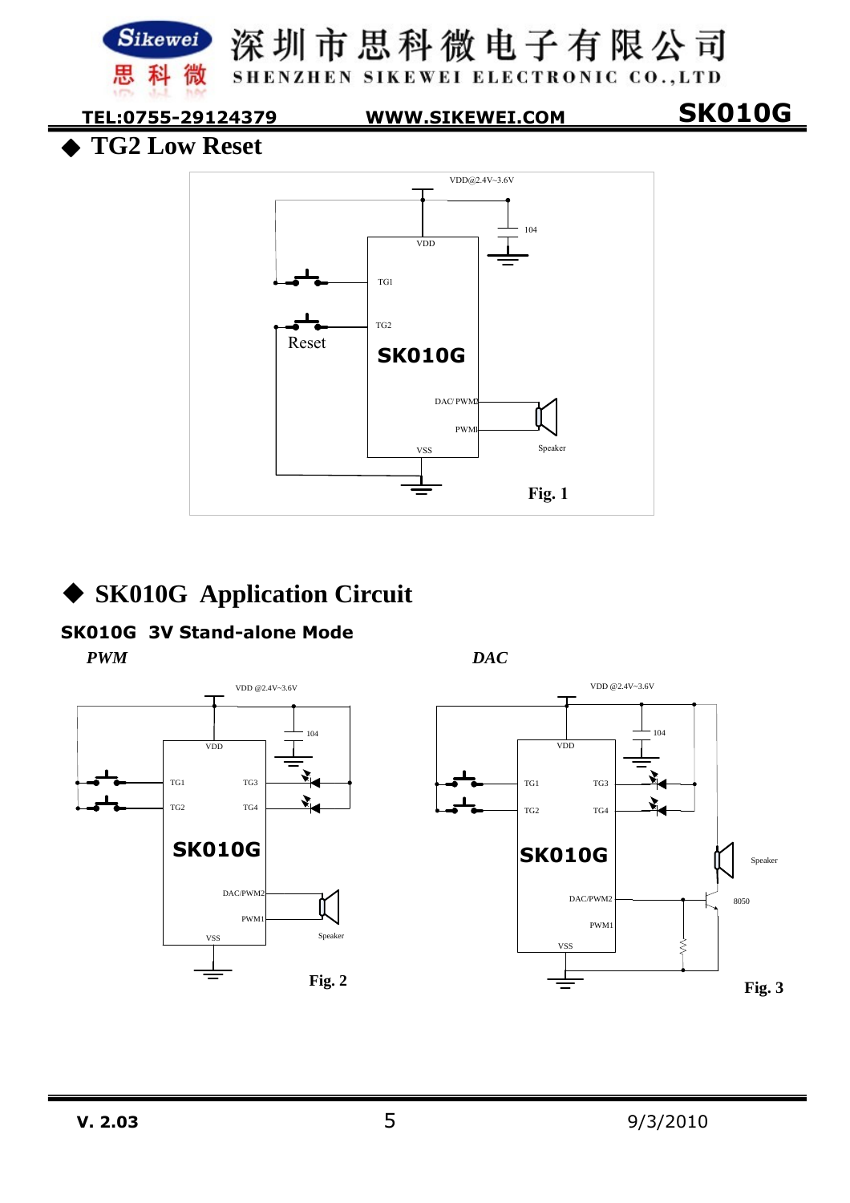## ◆ TG2 Low Reset

VDD@2.4V~3.6V

104

VDD

TG1

TG2

Reset

SK010G

DAC/ PWM2

PWM1

VSS

Speaker

**Fig. 1**

## ◆ SK010G Application Circuit

### SK010G 3V Stand-alone Mode

*PWM*

VDD @2.4V~3.6V

104

VDD

TG1 TG3

TG2 TG4

SK010G

DAC/PWM2

PWM1

VSS

Speaker

**Fig. 2**

*DAC*

VDD @2.4V~3.6V

104

VDD

TG1 TG3

TG2 TG4

SK010G

DAC/PWM2

PWM1

VSS

Speaker

8050

**Fig. 3**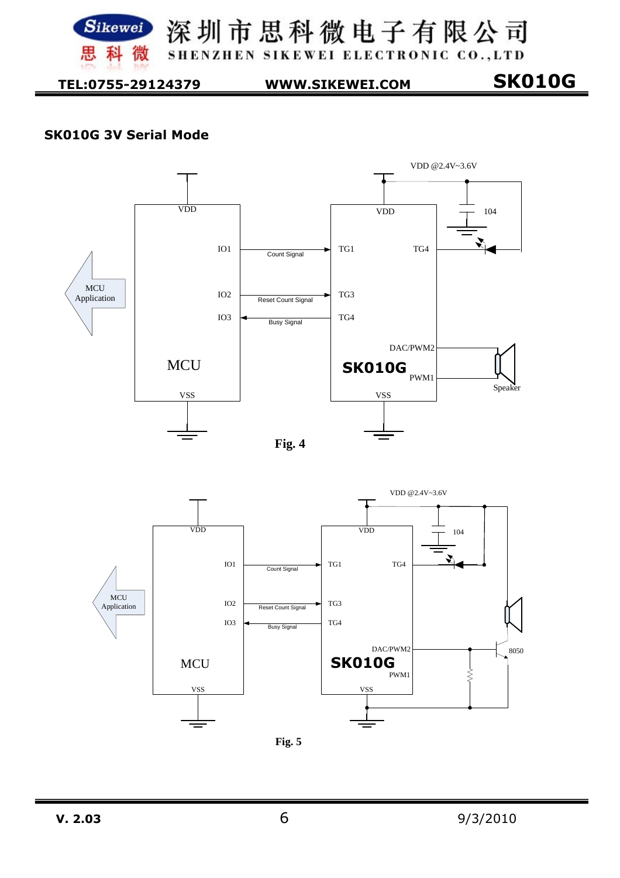### SK010G 3V Serial Mode

Fig. 4

Fig. 5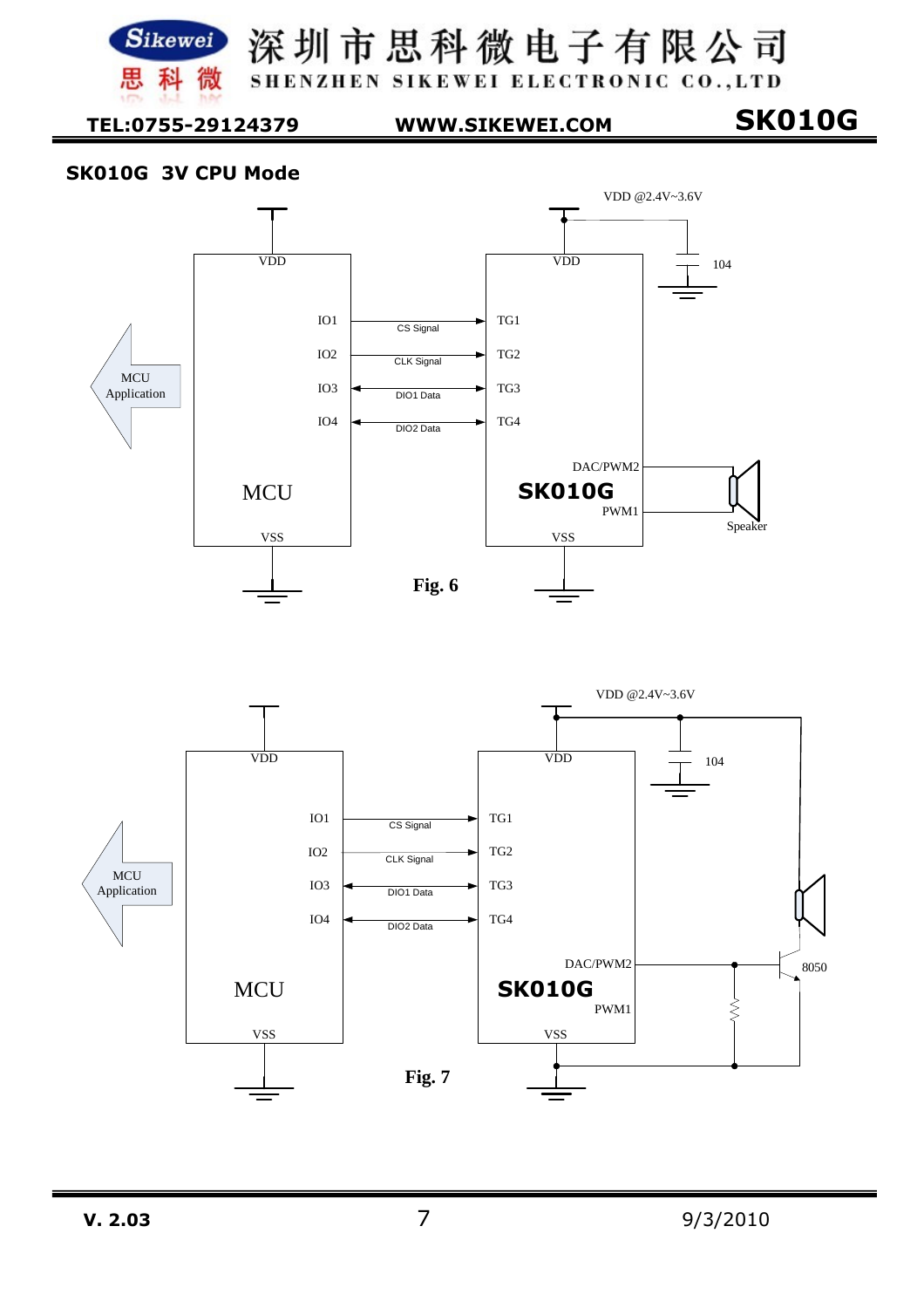## SK010G 3V CPU Mode

VDD @2.4V~3.6V

VDD | VDD | 104

IO1 → CS Signal → TG1

IO2 → CLK Signal → TG2

IO3 ↔ DIO1 Data ↔ TG3

IO4 ↔ DIO2 Data ↔ TG4

MCU Application

MCU | SK010G

DAC/PWM2 | PWM1 | Speaker

VSS | VSS

**Fig. 6**

VDD @2.4V~3.6V

VDD | VDD | 104

IO1 → CS Signal → TG1

IO2 → CLK Signal → TG2

IO3 ↔ DIO1 Data ↔ TG3

IO4 ↔ DIO2 Data ↔ TG4

MCU Application

MCU | SK010G

DAC/PWM2 | PWM1 | 8050

VSS | VSS

**Fig. 7**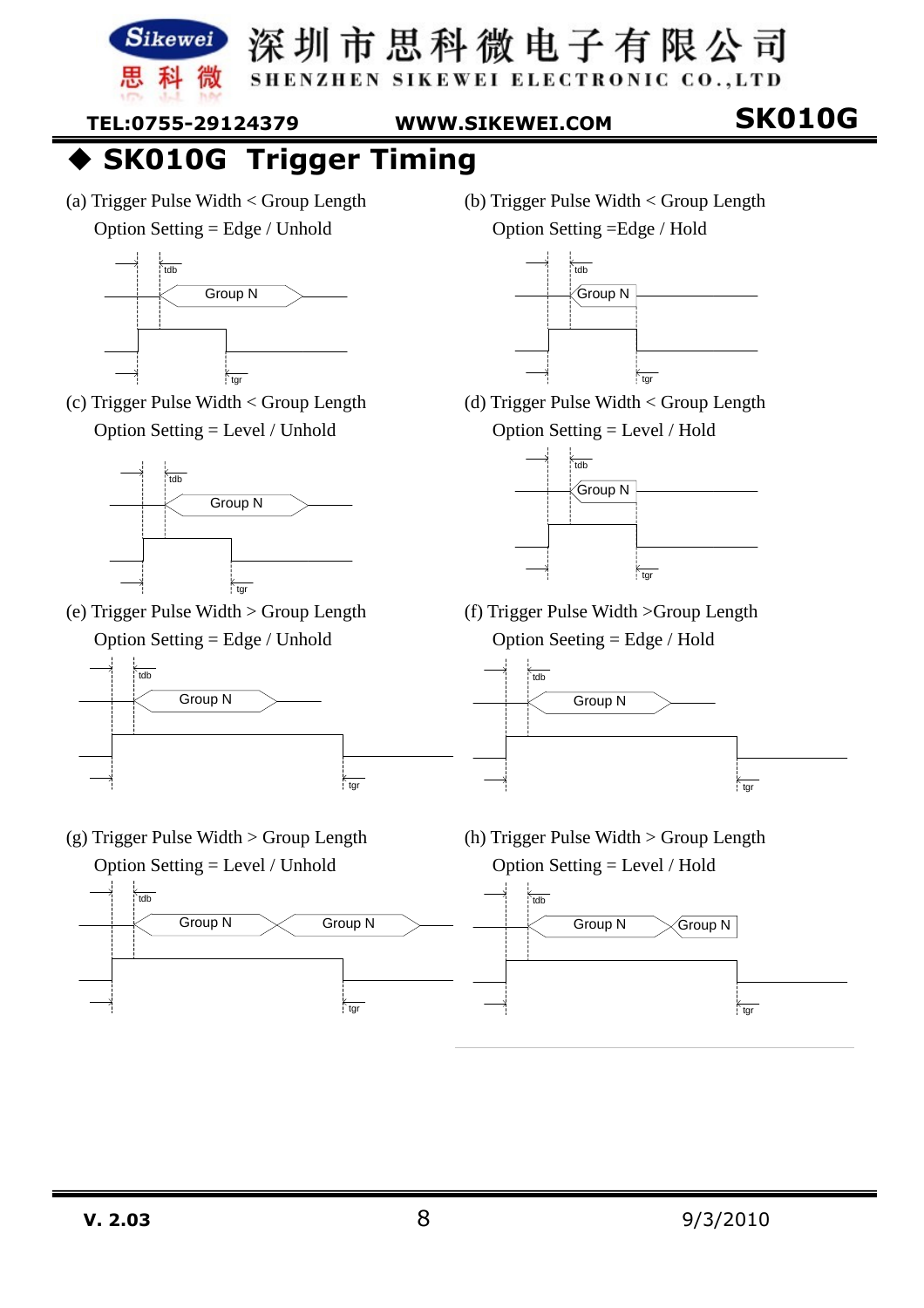## ◆ SK010G Trigger Timing

(a) Trigger Pulse Width < Group Length
Option Setting = Edge / Unhold

tdb

Group N

tgr

(b) Trigger Pulse Width < Group Length
Option Setting =Edge / Hold

tdb

Group N

tgr

(c) Trigger Pulse Width < Group Length
Option Setting = Level / Unhold

tdb

Group N

tgr

(d) Trigger Pulse Width < Group Length
Option Setting = Level / Hold

tdb

Group N

tgr

(e) Trigger Pulse Width > Group Length
Option Setting = Edge / Unhold

tdb

Group N

tgr

(f) Trigger Pulse Width >Group Length
Option Seeting = Edge / Hold

tdb

Group N

tgr

(g) Trigger Pulse Width > Group Length
Option Setting = Level / Unhold

tdb

Group N Group N

tgr

(h) Trigger Pulse Width > Group Length
Option Setting = Level / Hold

tdb

Group N Group N

tgr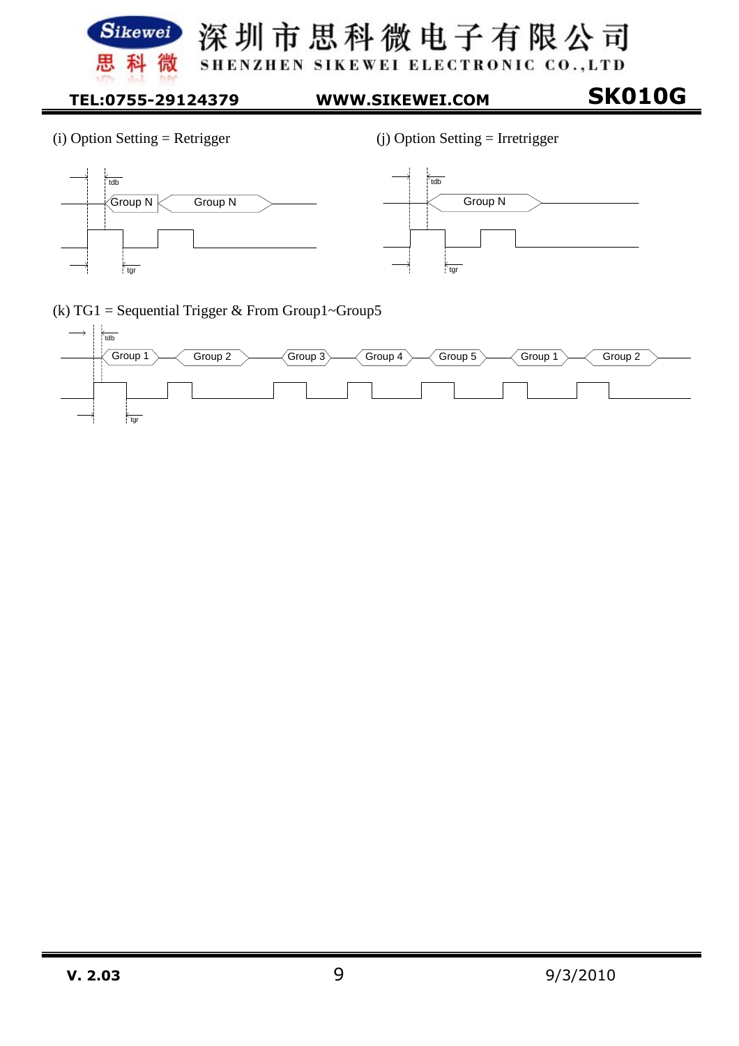(i) Option Setting = Retrigger

tdb

Group N　Group N

tgr

(j) Option Setting = Irretrigger

tdb

Group N

tgr

(k) TG1 = Sequential Trigger & From Group1~Group5

tdb

Group 1　Group 2　Group 3　Group 4　Group 5　Group 1　Group 2

tgr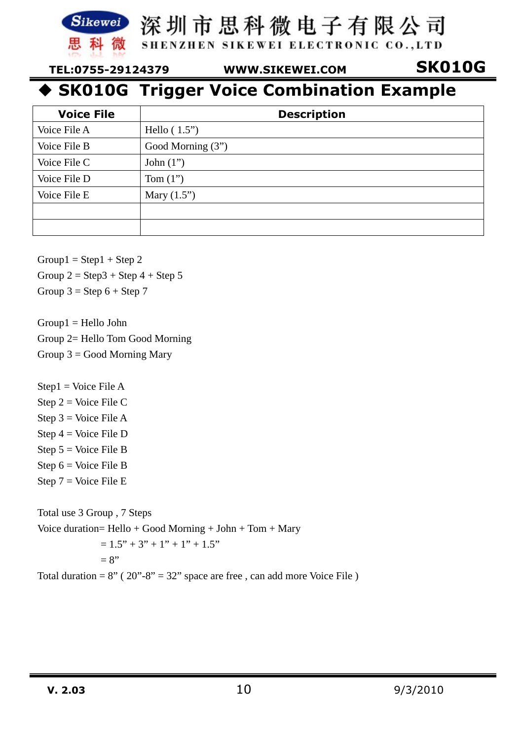## ◆ SK010G Trigger Voice Combination Example

| Voice File | Description |
|---|---|
| Voice File A | Hello ( 1.5”) |
| Voice File B | Good Morning (3”) |
| Voice File C | John (1”) |
| Voice File D | Tom (1”) |
| Voice File E | Mary (1.5”) |
| | |
| | |

Group1 = Step1 + Step 2
Group 2 = Step3 + Step 4 + Step 5
Group 3 = Step 6 + Step 7

Group1 = Hello John
Group 2= Hello Tom Good Morning
Group 3 = Good Morning Mary

Step1 = Voice File A
Step 2 = Voice File C
Step 3 = Voice File A
Step 4 = Voice File D
Step 5 = Voice File B
Step 6 = Voice File B
Step 7 = Voice File E

Total use 3 Group , 7 Steps
Voice duration= Hello + Good Morning + John + Tom + Mary
= 1.5” + 3” + 1” + 1” + 1.5”
= 8”
Total duration = 8” ( 20”-8” = 32” space are free , can add more Voice File )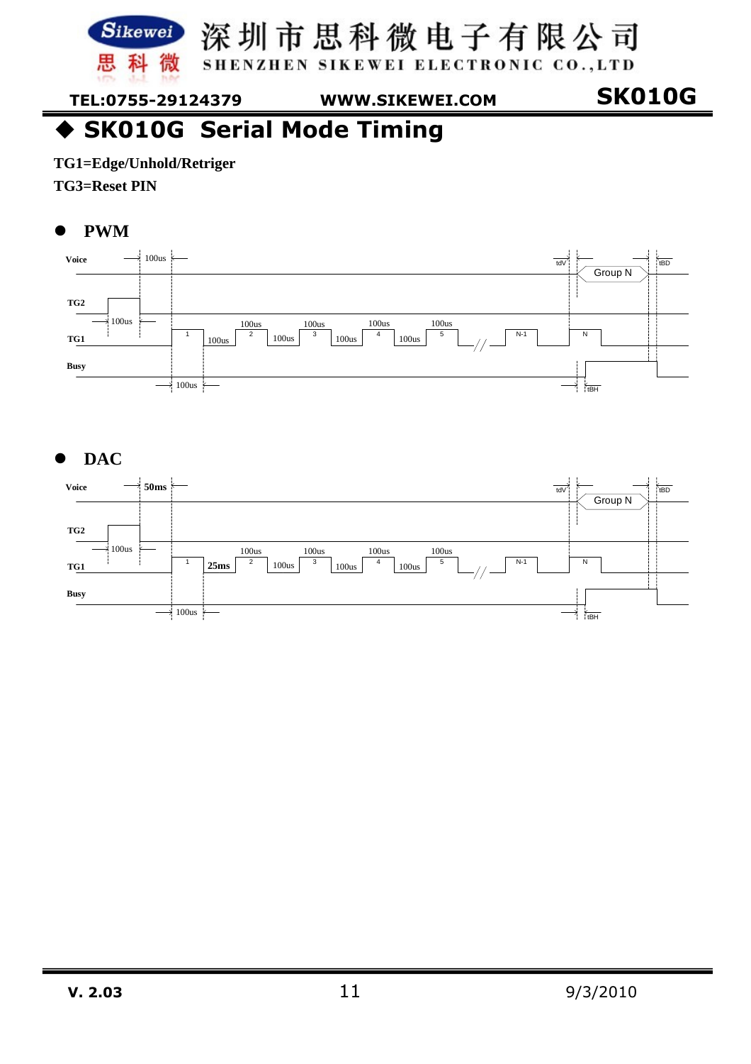## ◆ SK010G Serial Mode Timing

**TG1=Edge/Unhold/Retriger**

**TG3=Reset PIN**

- **PWM**

Voice | 100us | tdV | Group N | tBD

TG2 | 100us

TG1 | 1 | 100us | 2 | 100us | 100us | 3 | 100us | 100us | 4 | 100us | 100us | 5 | 100us | N-1 | N

Busy | 100us | tBH

- **DAC**

Voice | **50ms** | tdV | Group N | tBD

TG2 | 100us

TG1 | 1 | **25ms** | 2 | 100us | 100us | 3 | 100us | 100us | 4 | 100us | 100us | 5 | 100us | N-1 | N

Busy | 100us | tBH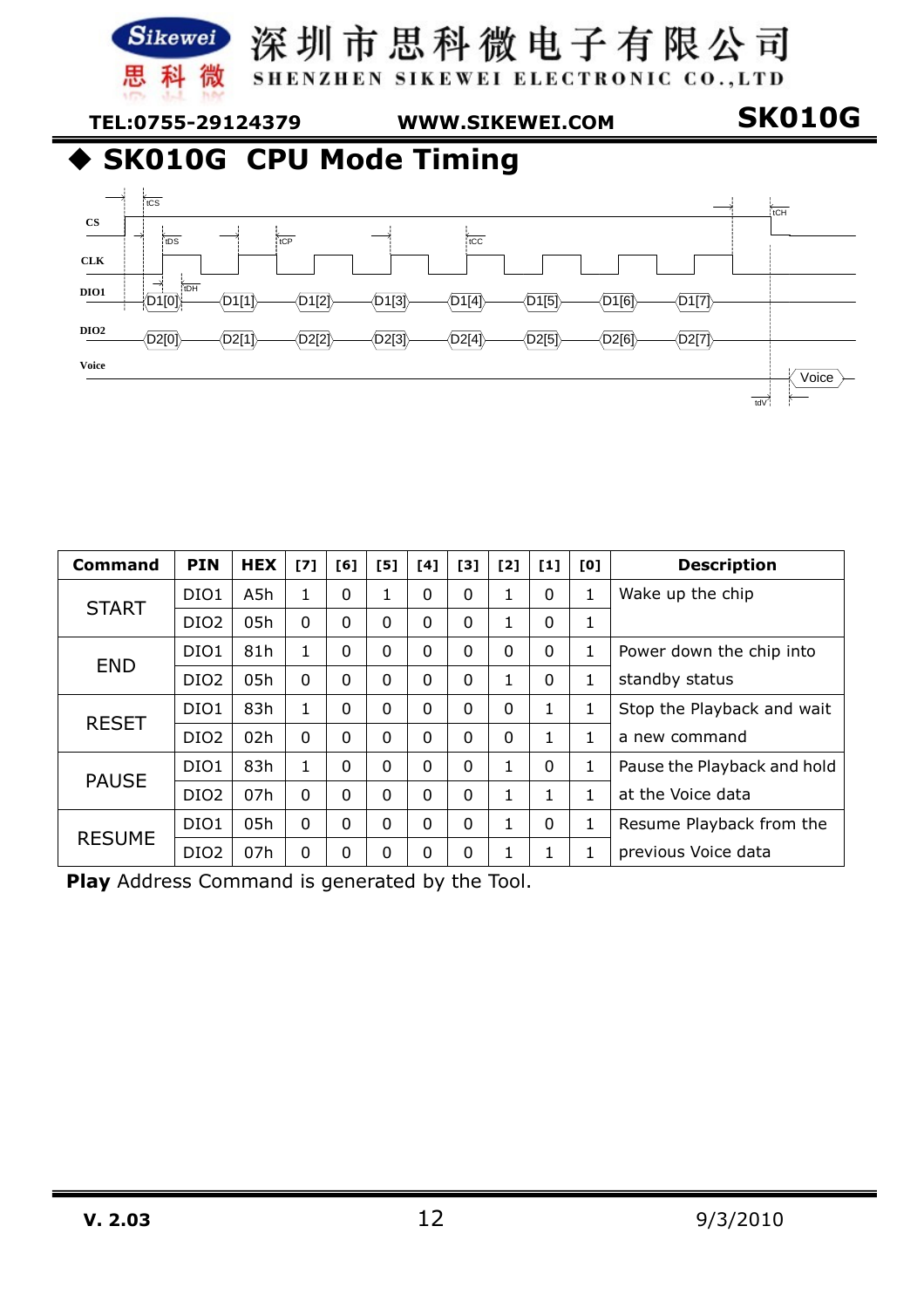## ◆ SK010G CPU Mode Timing

| Command | PIN | HEX | [7] | [6] | [5] | [4] | [3] | [2] | [1] | [0] | Description |
|---|---|---|---|---|---|---|---|---|---|---|---|
| START | DIO1 | A5h | 1 | 0 | 1 | 0 | 0 | 1 | 0 | 1 | Wake up the chip |
| | DIO2 | 05h | 0 | 0 | 0 | 0 | 0 | 1 | 0 | 1 | |
| END | DIO1 | 81h | 1 | 0 | 0 | 0 | 0 | 0 | 0 | 1 | Power down the chip into |
| | DIO2 | 05h | 0 | 0 | 0 | 0 | 0 | 1 | 0 | 1 | standby status |
| RESET | DIO1 | 83h | 1 | 0 | 0 | 0 | 0 | 0 | 1 | 1 | Stop the Playback and wait |
| | DIO2 | 02h | 0 | 0 | 0 | 0 | 0 | 0 | 1 | 1 | a new command |
| PAUSE | DIO1 | 83h | 1 | 0 | 0 | 0 | 0 | 1 | 0 | 1 | Pause the Playback and hold |
| | DIO2 | 07h | 0 | 0 | 0 | 0 | 0 | 1 | 1 | 1 | at the Voice data |
| RESUME | DIO1 | 05h | 0 | 0 | 0 | 0 | 0 | 1 | 0 | 1 | Resume Playback from the |
| | DIO2 | 07h | 0 | 0 | 0 | 0 | 0 | 1 | 1 | 1 | previous Voice data |

**Play** Address Command is generated by the Tool.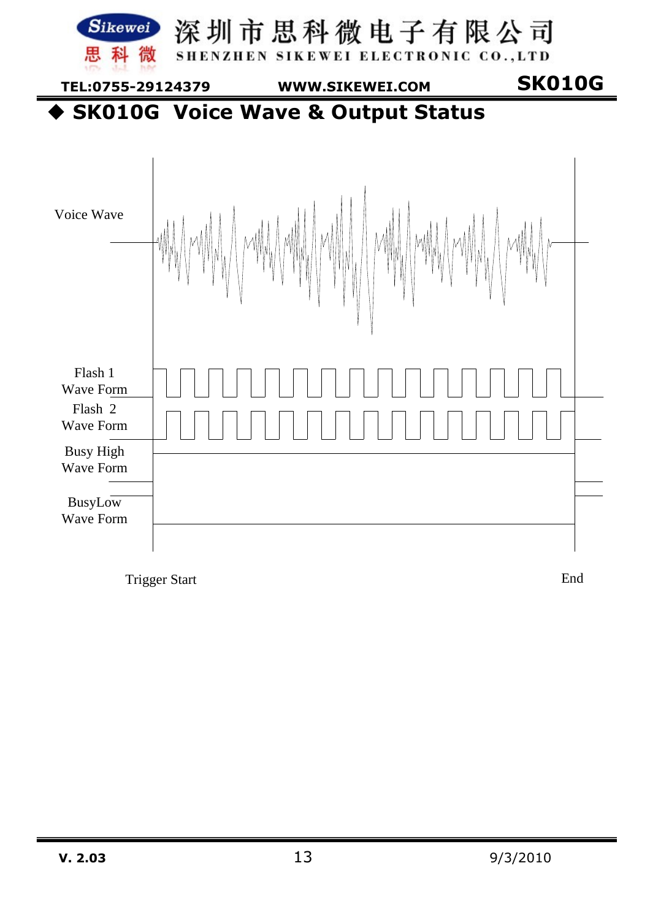## ◆ SK010G Voice Wave & Output Status

Voice Wave

Flash 1
Wave Form

Flash 2
Wave Form

Busy High
Wave Form

BusyLow
Wave Form

Trigger Start

End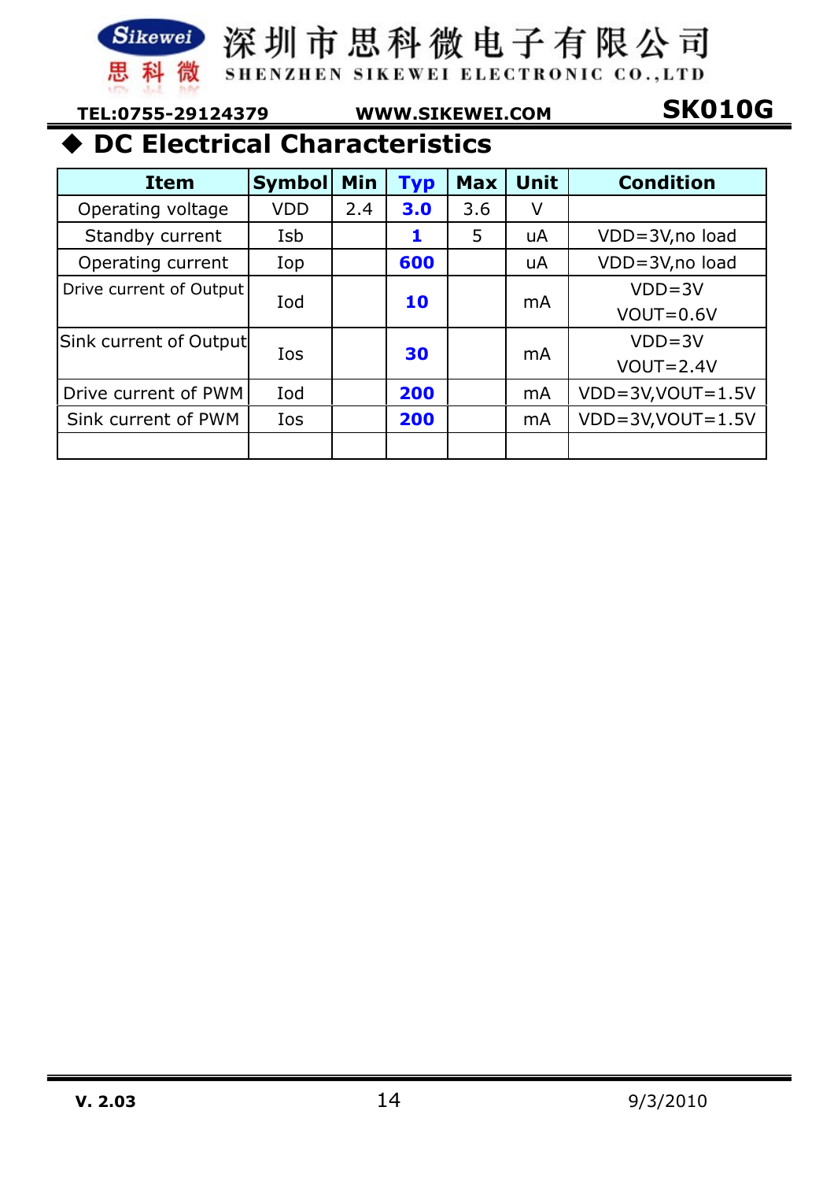## ◆ DC Electrical Characteristics

| Item | Symbol | Min | Typ | Max | Unit | Condition |
|---|---|---|---|---|---|---|
| Operating voltage | VDD | 2.4 | **3.0** | 3.6 | V | |
| Standby current | Isb | | **1** | 5 | uA | VDD=3V,no load |
| Operating current | Iop | | **600** | | uA | VDD=3V,no load |
| Drive current of Output | Iod | | **10** | | mA | VDD=3V VOUT=0.6V |
| Sink current of Output | Ios | | **30** | | mA | VDD=3V VOUT=2.4V |
| Drive current of PWM | Iod | | **200** | | mA | VDD=3V,VOUT=1.5V |
| Sink current of PWM | Ios | | **200** | | mA | VDD=3V,VOUT=1.5V |
| | | | | | | |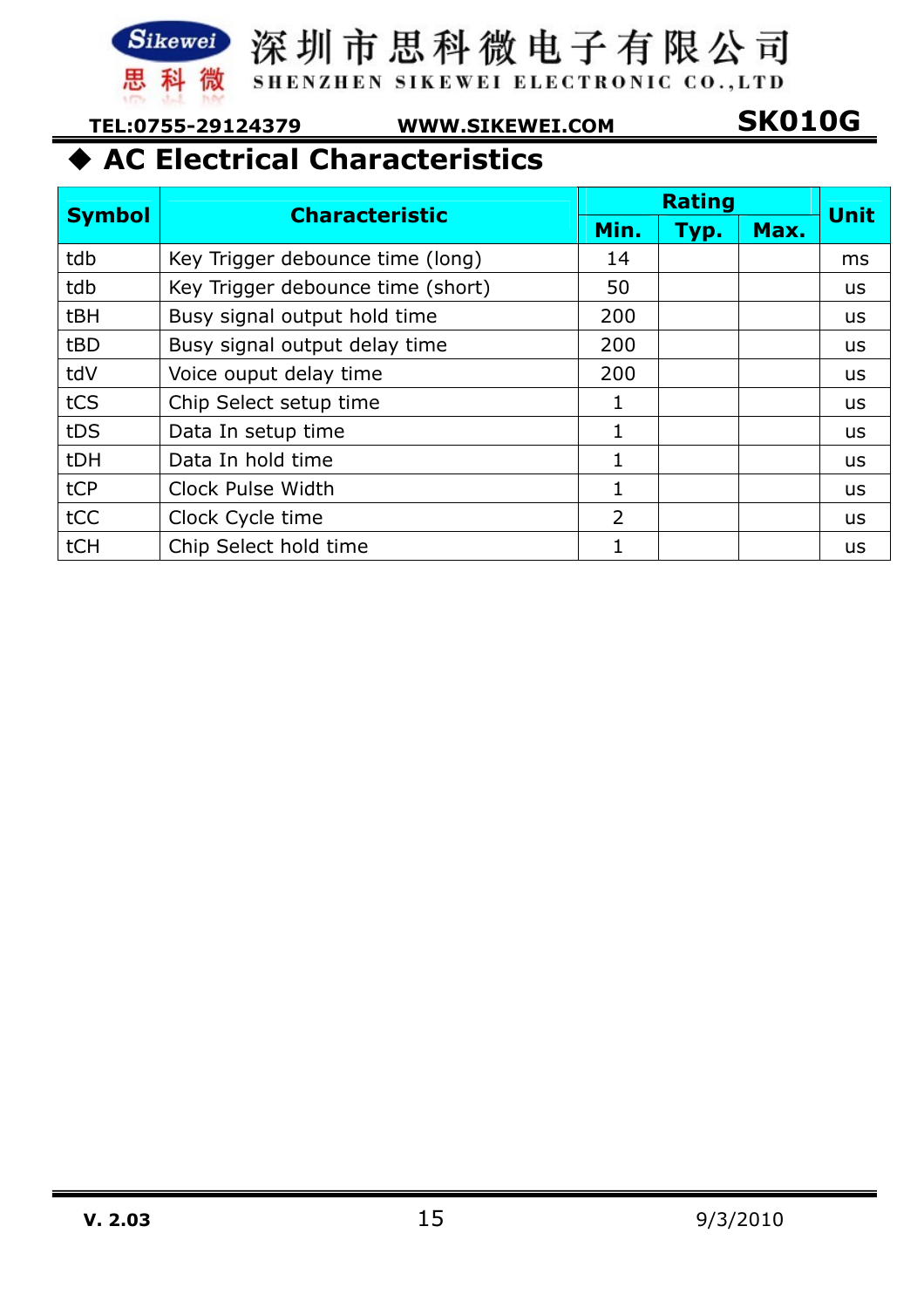## ◆ AC Electrical Characteristics

| Symbol | Characteristic | Rating | | | Unit |
|---|---|---|---|---|---|
| | | Min. | Typ. | Max. | |
| tdb | Key Trigger debounce time (long) | 14 | | | ms |
| tdb | Key Trigger debounce time (short) | 50 | | | us |
| tBH | Busy signal output hold time | 200 | | | us |
| tBD | Busy signal output delay time | 200 | | | us |
| tdV | Voice ouput delay time | 200 | | | us |
| tCS | Chip Select setup time | 1 | | | us |
| tDS | Data In setup time | 1 | | | us |
| tDH | Data In hold time | 1 | | | us |
| tCP | Clock Pulse Width | 1 | | | us |
| tCC | Clock Cycle time | 2 | | | us |
| tCH | Chip Select hold time | 1 | | | us |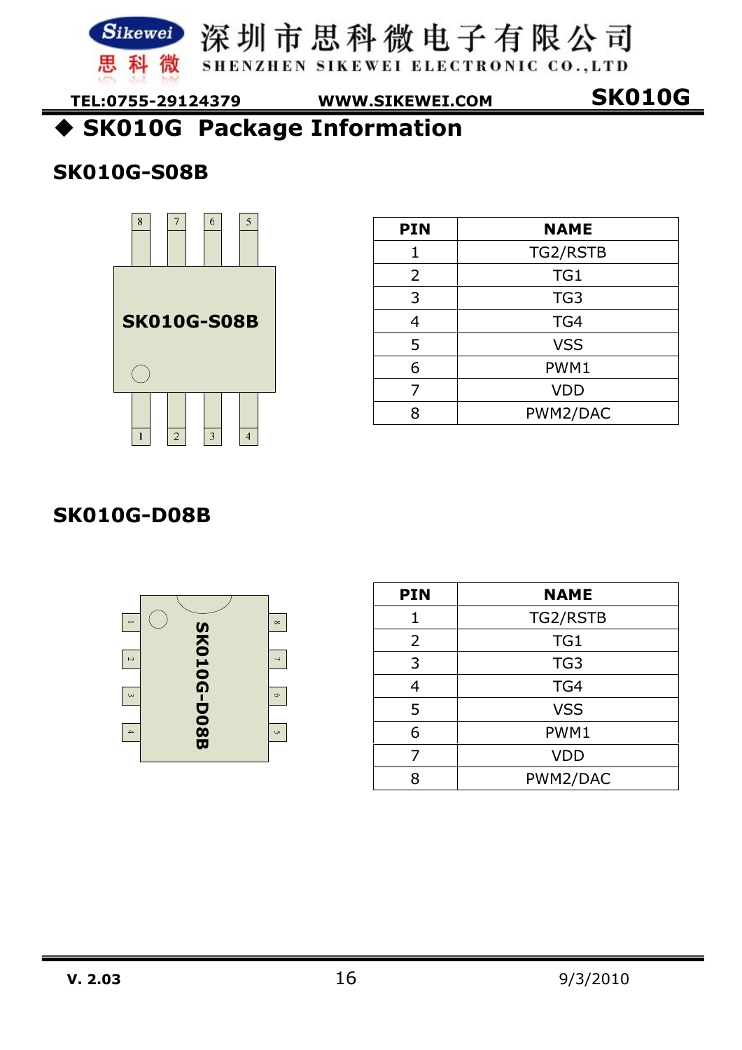## ◆ SK010G Package Information

### SK010G-S08B

| PIN | NAME |
|---|---|
| 1 | TG2/RSTB |
| 2 | TG1 |
| 3 | TG3 |
| 4 | TG4 |
| 5 | VSS |
| 6 | PWM1 |
| 7 | VDD |
| 8 | PWM2/DAC |

### SK010G-D08B

| PIN | NAME |
|---|---|
| 1 | TG2/RSTB |
| 2 | TG1 |
| 3 | TG3 |
| 4 | TG4 |
| 5 | VSS |
| 6 | PWM1 |
| 7 | VDD |
| 8 | PWM2/DAC |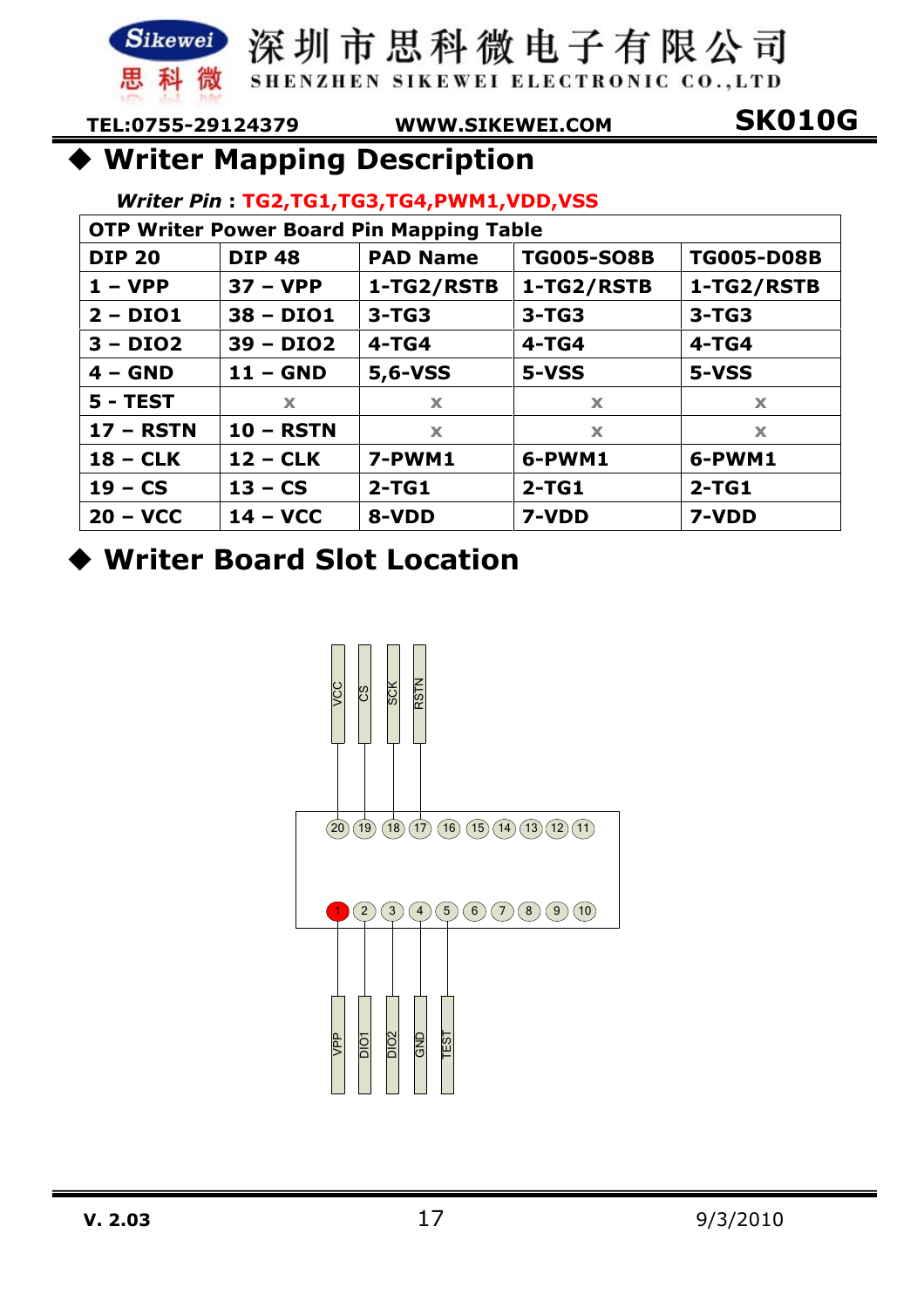## ◆ Writer Mapping Description

***Writer Pin*** **: TG2,TG1,TG3,TG4,PWM1,VDD,VSS**

| OTP Writer Power Board Pin Mapping Table | | | | |
|---|---|---|---|---|
| **DIP 20** | **DIP 48** | **PAD Name** | **TG005-SO8B** | **TG005-D08B** |
| 1 – VPP | 37 – VPP | 1-TG2/RSTB | 1-TG2/RSTB | 1-TG2/RSTB |
| 2 – DIO1 | 38 – DIO1 | 3-TG3 | 3-TG3 | 3-TG3 |
| 3 – DIO2 | 39 – DIO2 | 4-TG4 | 4-TG4 | 4-TG4 |
| 4 – GND | 11 – GND | 5,6-VSS | 5-VSS | 5-VSS |
| 5 - TEST | x | x | x | x |
| 17 – RSTN | 10 – RSTN | x | x | x |
| 18 – CLK | 12 – CLK | 7-PWM1 | 6-PWM1 | 6-PWM1 |
| 19 – CS | 13 – CS | 2-TG1 | 2-TG1 | 2-TG1 |
| 20 – VCC | 14 – VCC | 8-VDD | 7-VDD | 7-VDD |

## ◆ Writer Board Slot Location

VCC CS SCK RSTN

20 19 18 17 16 15 14 13 12 11

1 2 3 4 5 6 7 8 9 10

VPP DIO1 DIO2 GND TEST